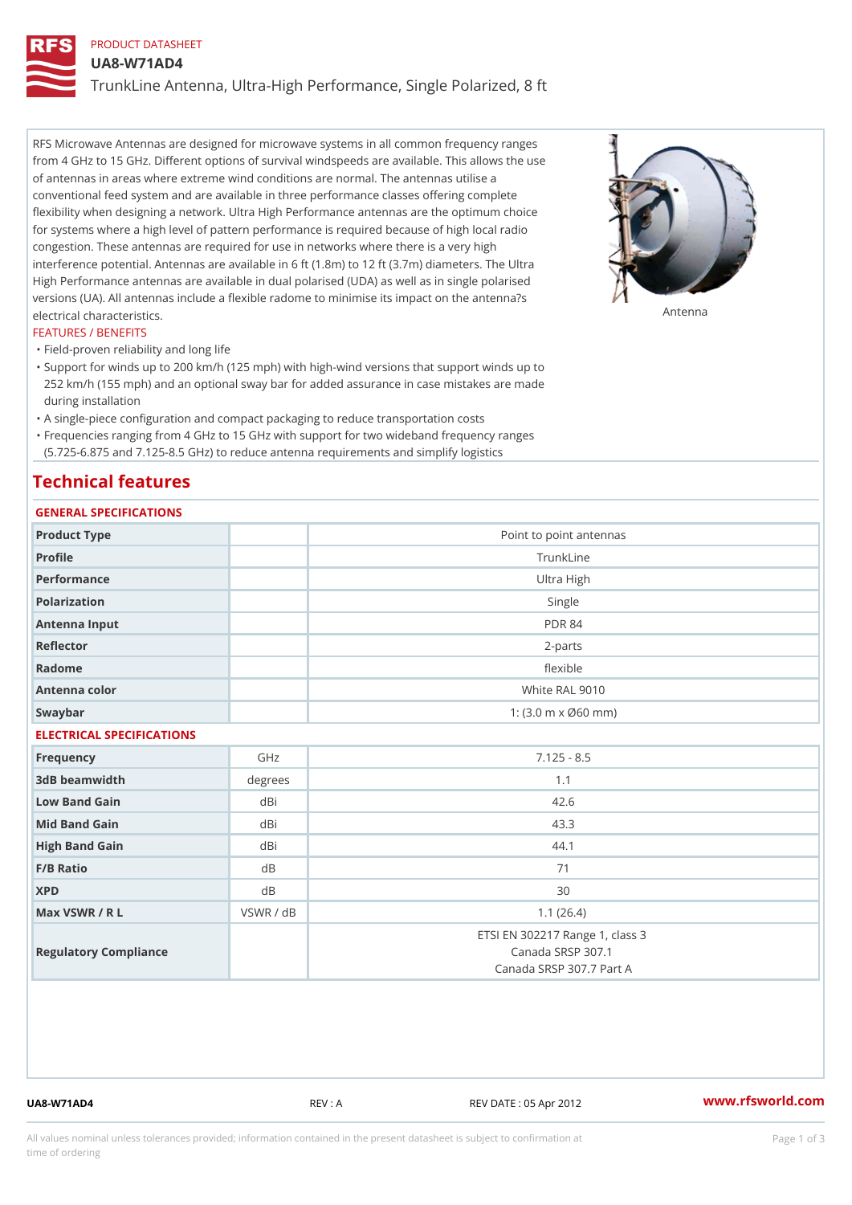PRODUCT DATASHEET

# UA8-W71AD4

TrunkLine Antenna, Ultra-High Performance, Single Polarized, 8 ft

RFS Microwave Antennas are designed for microwave systems in all common frequency ranges from 4 GHz to 15 GHz. Different options of survival windspeeds are available. This allows the use of antennas in areas where extreme wind conditions are normal. The antennas utilise a conventional feed system and are available in three performance classes offering complete flexibility when designing a network. Ultra High Performance antennas are the optimum choice for systems where a high level of pattern performance is required because of high local radio congestion. These antennas are required for use in networks where there is a very high interference potential. Antennas are available in 6 ft (1.8m) to 12 ft (3.7m) diameters. The Ultra High Performance antennas are available in dual polarised (UDA) as well as in single polarised versions (UA). All antennas include a flexible radome to minimise its impact on the antenna?s electrical characteristics.

Antenna

## FEATURES / BENEFITS

- Field-proven reliability and long life
- Support for winds up to 200 km/h (125 mph) with high-wind versions that support winds up to 252 km/h (155 mph) and an optional sway bar for added assurance in case mistakes are made during installation
- A single-piece configuration and compact packaging to reduce transportation costs
- Frequencies ranging from 4 GHz to 15 GHz with support for two wideband frequency ranges (5.725-6.875 and 7.125-8.5 GHz) to reduce antenna requirements and simplify logistics

## Technical features

### GENERAL SPECIFICATIONS

| | | |
|---|---|---|
| Product Type | | Point to point antennas |
| Profile | | TrunkLine |
| Performance | | Ultra High |
| Polarization | | Single |
| Antenna Input | | PDR 84 |
| Reflector | | 2-parts |
| Radome | | flexible |
| Antenna color | | White RAL 9010 |
| Swaybar | | 1: (3.0 m x Ø60 mm) |

### ELECTRICAL SPECIFICATIONS

| | | |
|---|---|---|
| Frequency | GHz | 7.125 - 8.5 |
| 3dB beamwidth | degrees | 1.1 |
| Low Band Gain | dBi | 42.6 |
| Mid Band Gain | dBi | 43.3 |
| High Band Gain | dBi | 44.1 |
| F/B Ratio | dB | 71 |
| XPD | dB | 30 |
| Max VSWR / R L | VSWR / dB | 1.1 (26.4) |
| Regulatory Compliance | | ETSI EN 302217 Range 1, class 3<br>Canada SRSP 307.1<br>Canada SRSP 307.7 Part A |

UA8-W71AD4 REV : A REV DATE : 05 Apr 2012 www.rfsworld.com

All values nominal unless tolerances provided; information contained in the present datasheet is subject to confirmation at time of ordering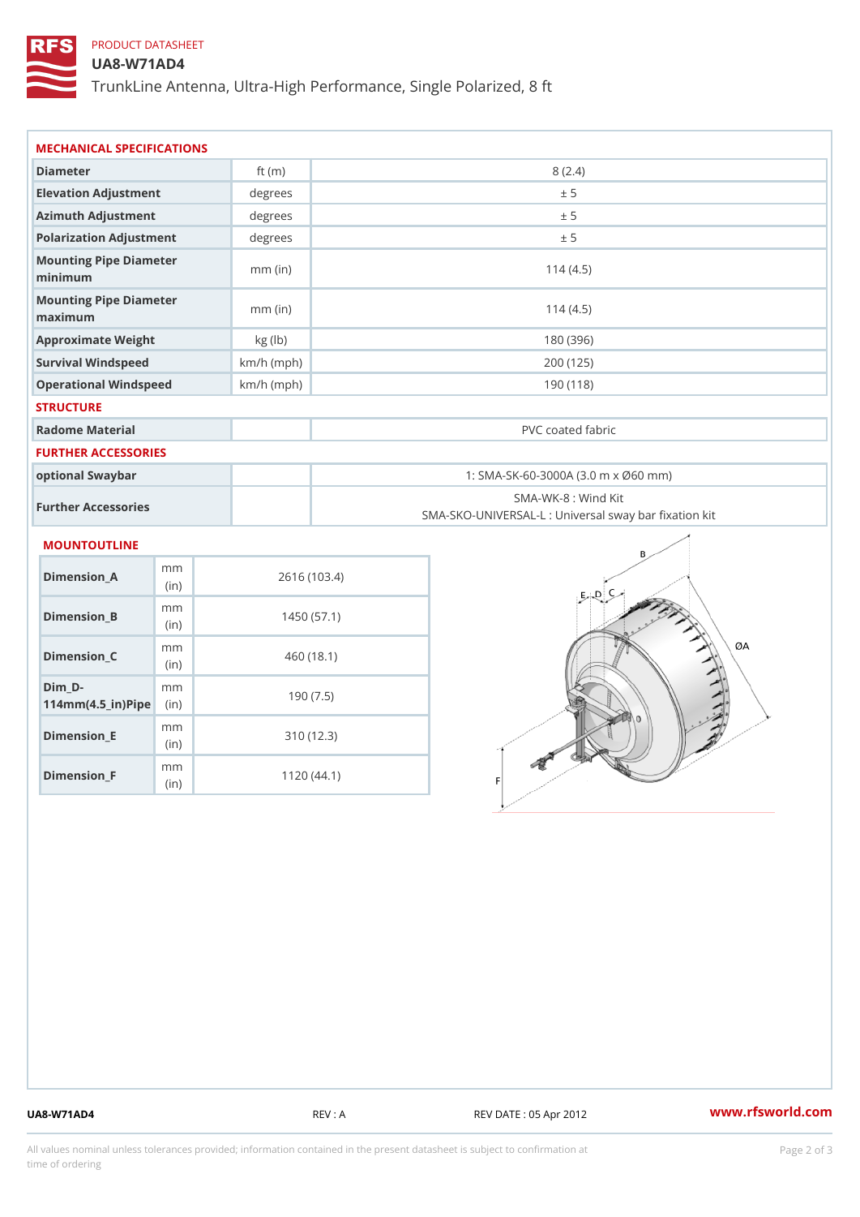PRODUCT DATASHEET

# UA8-W71AD4

TrunkLine Antenna, Ultra-High Performance, Single Polarized, 8 ft

## MECHANICAL SPECIFICATIONS

| | | |
|---|---|---|
| Diameter | ft (m) | 8 (2.4) |
| Elevation Adjustment | degrees | ± 5 |
| Azimuth Adjustment | degrees | ± 5 |
| Polarization Adjustment | degrees | ± 5 |
| Mounting Pipe Diameter minimum | mm (in) | 114 (4.5) |
| Mounting Pipe Diameter maximum | mm (in) | 114 (4.5) |
| Approximate Weight | kg (lb) | 180 (396) |
| Survival Windspeed | km/h (mph) | 200 (125) |
| Operational Windspeed | km/h (mph) | 190 (118) |

## STRUCTURE

| | | |
|---|---|---|
| Radome Material | | PVC coated fabric |

## FURTHER ACCESSORIES

| | | |
|---|---|---|
| optional Swaybar | | 1: SMA-SK-60-3000A (3.0 m x Ø60 mm) |
| Further Accessories | | SMA-WK-8 : Wind Kit<br>SMA-SKO-UNIVERSAL-L : Universal sway bar fixation kit |

## MOUNTOUTLINE

| | | |
|---|---|---|
| Dimension_A | mm (in) | 2616 (103.4) |
| Dimension_B | mm (in) | 1450 (57.1) |
| Dimension_C | mm (in) | 460 (18.1) |
| Dim_D-114mm(4.5_in)Pipe | mm (in) | 190 (7.5) |
| Dimension_E | mm (in) | 310 (12.3) |
| Dimension_F | mm (in) | 1120 (44.1) |

UA8-W71AD4 REV : A REV DATE : 05 Apr 2012 www.rfsworld.com

All values nominal unless tolerances provided; information contained in the present datasheet is subject to confirmation at time of ordering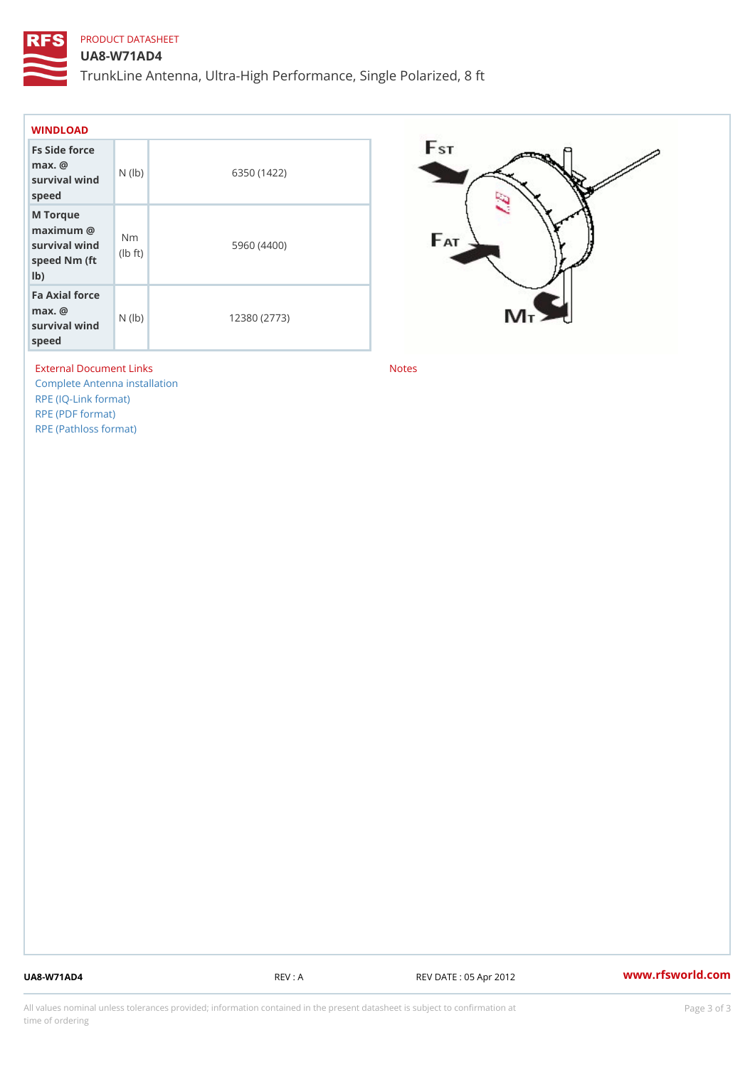PRODUCT DATASHEET

# UA8-W71AD4

TrunkLine Antenna, Ultra-High Performance, Single Polarized, 8 ft

## WINDLOAD

| | | |
|---|---|---|
| Fs Side force max. @ survival wind speed | N (lb) | 6350 (1422) |
| M Torque maximum @ survival wind speed Nm (ft lb) | Nm (lb ft) | 5960 (4400) |
| Fa Axial force max. @ survival wind speed | N (lb) | 12380 (2773) |

FST

FAT

MT

External Document Links

Complete Antenna installation

RPE (IQ-Link format)

RPE (PDF format)

RPE (Pathloss format)

Notes

UA8-W71AD4 REV : A REV DATE : 05 Apr 2012 www.rfsworld.com

All values nominal unless tolerances provided; information contained in the present datasheet is subject to confirmation at time of ordering